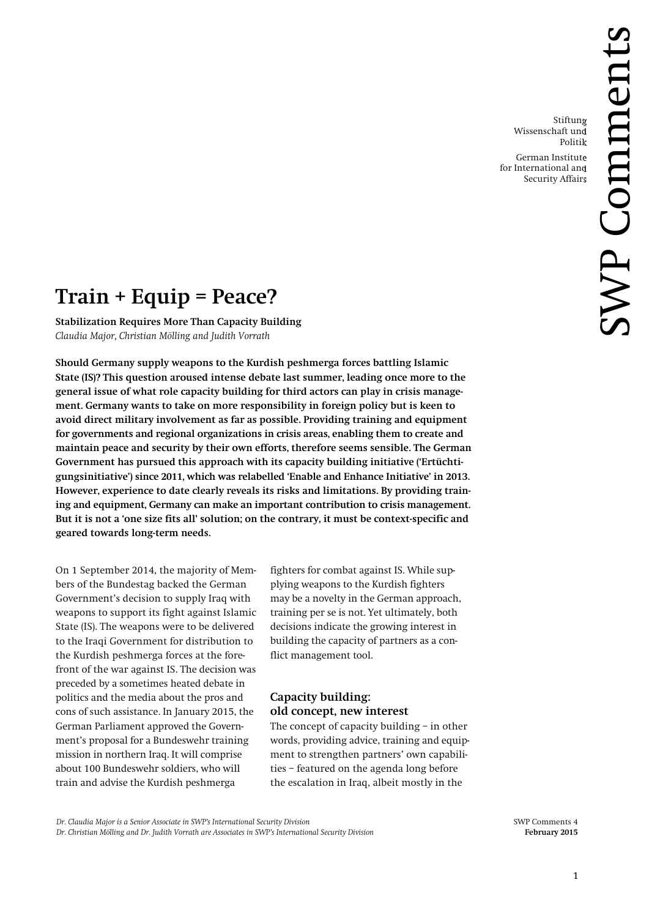Stiftung Wissenschaft und Politik

German Institute for International and Security Affairs

SWP Comments

# Train + Equip = Peace?

**Stabilization Requires More Than Capacity Building**

*Claudia Major, Christian Mölling and Judith Vorrath*

**Should Germany supply weapons to the Kurdish peshmerga forces battling Islamic State (IS)? This question aroused intense debate last summer, leading once more to the general issue of what role capacity building for third actors can play in crisis management. Germany wants to take on more responsibility in foreign policy but is keen to avoid direct military involvement as far as possible. Providing training and equipment for governments and regional organizations in crisis areas, enabling them to create and maintain peace and security by their own efforts, therefore seems sensible. The German Government has pursued this approach with its capacity building initiative ('Ertüchtigungsinitiative') since 2011, which was relabelled 'Enable and Enhance Initiative' in 2013. However, experience to date clearly reveals its risks and limitations. By providing training and equipment, Germany can make an important contribution to crisis management. But it is not a 'one size fits all' solution; on the contrary, it must be context-specific and geared towards long-term needs.**

On 1 September 2014, the majority of Members of the Bundestag backed the German Government's decision to supply Iraq with weapons to support its fight against Islamic State (IS). The weapons were to be delivered to the Iraqi Government for distribution to the Kurdish peshmerga forces at the forefront of the war against IS. The decision was preceded by a sometimes heated debate in politics and the media about the pros and cons of such assistance. In January 2015, the German Parliament approved the Government's proposal for a Bundeswehr training mission in northern Iraq. It will comprise about 100 Bundeswehr soldiers, who will train and advise the Kurdish peshmerga fighters for combat against IS. While supplying weapons to the Kurdish fighters may be a novelty in the German approach, training per se is not. Yet ultimately, both decisions indicate the growing interest in building the capacity of partners as a conflict management tool.

## Capacity building: old concept, new interest

The concept of capacity building – in other words, providing advice, training and equipment to strengthen partners' own capabilities – featured on the agenda long before the escalation in Iraq, albeit mostly in the

*Dr. Claudia Major is a Senior Associate in SWP's International Security Division*
*Dr. Christian Mölling and Dr. Judith Vorrath are Associates in SWP's International Security Division*

SWP Comments 4
**February 2015**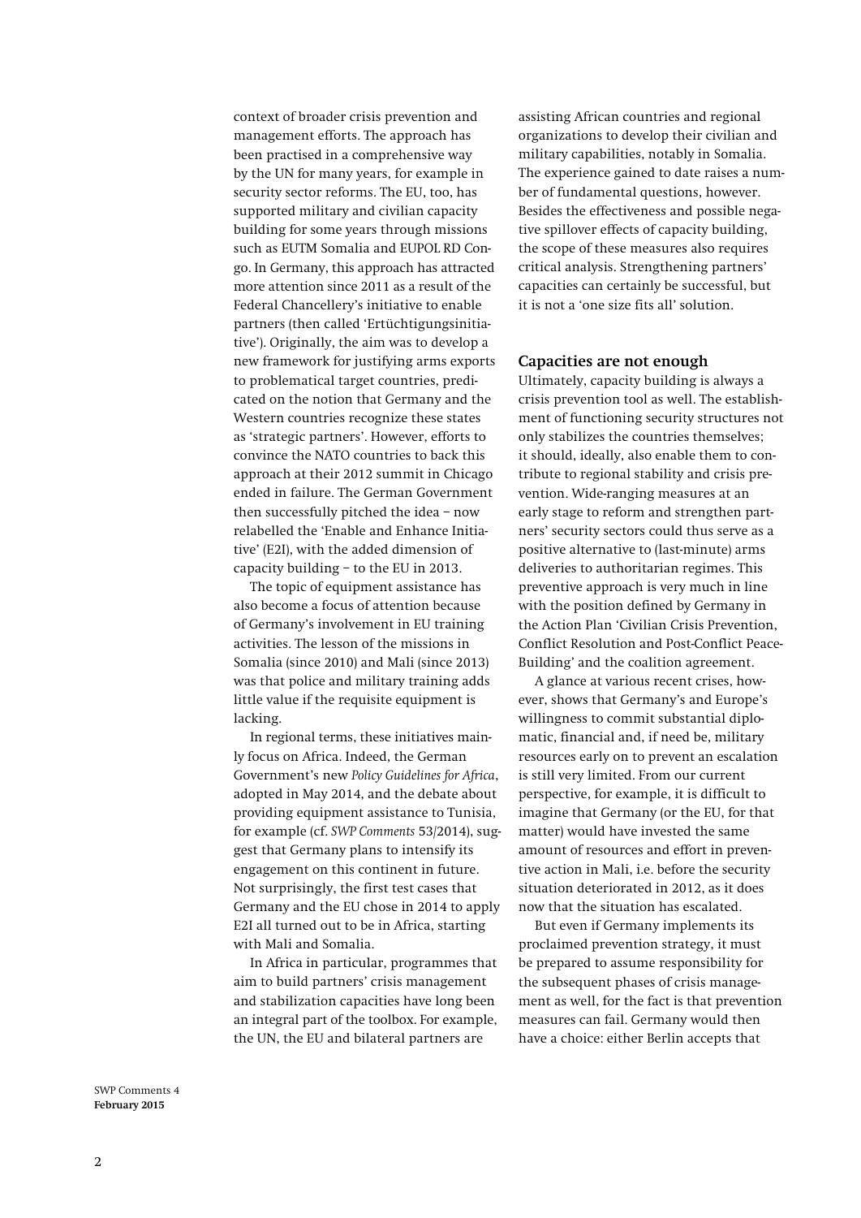context of broader crisis prevention and management efforts. The approach has been practised in a comprehensive way by the UN for many years, for example in security sector reforms. The EU, too, has supported military and civilian capacity building for some years through missions such as EUTM Somalia and EUPOL RD Congo. In Germany, this approach has attracted more attention since 2011 as a result of the Federal Chancellery's initiative to enable partners (then called 'Ertüchtigungsinitiative'). Originally, the aim was to develop a new framework for justifying arms exports to problematical target countries, predicated on the notion that Germany and the Western countries recognize these states as 'strategic partners'. However, efforts to convince the NATO countries to back this approach at their 2012 summit in Chicago ended in failure. The German Government then successfully pitched the idea – now relabelled the 'Enable and Enhance Initiative' (E2I), with the added dimension of capacity building – to the EU in 2013.

The topic of equipment assistance has also become a focus of attention because of Germany's involvement in EU training activities. The lesson of the missions in Somalia (since 2010) and Mali (since 2013) was that police and military training adds little value if the requisite equipment is lacking.

In regional terms, these initiatives mainly focus on Africa. Indeed, the German Government's new *Policy Guidelines for Africa*, adopted in May 2014, and the debate about providing equipment assistance to Tunisia, for example (cf. *SWP Comments* 53/2014), suggest that Germany plans to intensify its engagement on this continent in future. Not surprisingly, the first test cases that Germany and the EU chose in 2014 to apply E2I all turned out to be in Africa, starting with Mali and Somalia.

In Africa in particular, programmes that aim to build partners' crisis management and stabilization capacities have long been an integral part of the toolbox. For example, the UN, the EU and bilateral partners are assisting African countries and regional organizations to develop their civilian and military capabilities, notably in Somalia. The experience gained to date raises a number of fundamental questions, however. Besides the effectiveness and possible negative spillover effects of capacity building, the scope of these measures also requires critical analysis. Strengthening partners' capacities can certainly be successful, but it is not a 'one size fits all' solution.

## Capacities are not enough

Ultimately, capacity building is always a crisis prevention tool as well. The establishment of functioning security structures not only stabilizes the countries themselves; it should, ideally, also enable them to contribute to regional stability and crisis prevention. Wide-ranging measures at an early stage to reform and strengthen partners' security sectors could thus serve as a positive alternative to (last-minute) arms deliveries to authoritarian regimes. This preventive approach is very much in line with the position defined by Germany in the Action Plan 'Civilian Crisis Prevention, Conflict Resolution and Post-Conflict Peace-Building' and the coalition agreement.

A glance at various recent crises, however, shows that Germany's and Europe's willingness to commit substantial diplomatic, financial and, if need be, military resources early on to prevent an escalation is still very limited. From our current perspective, for example, it is difficult to imagine that Germany (or the EU, for that matter) would have invested the same amount of resources and effort in preventive action in Mali, i.e. before the security situation deteriorated in 2012, as it does now that the situation has escalated.

But even if Germany implements its proclaimed prevention strategy, it must be prepared to assume responsibility for the subsequent phases of crisis management as well, for the fact is that prevention measures can fail. Germany would then have a choice: either Berlin accepts that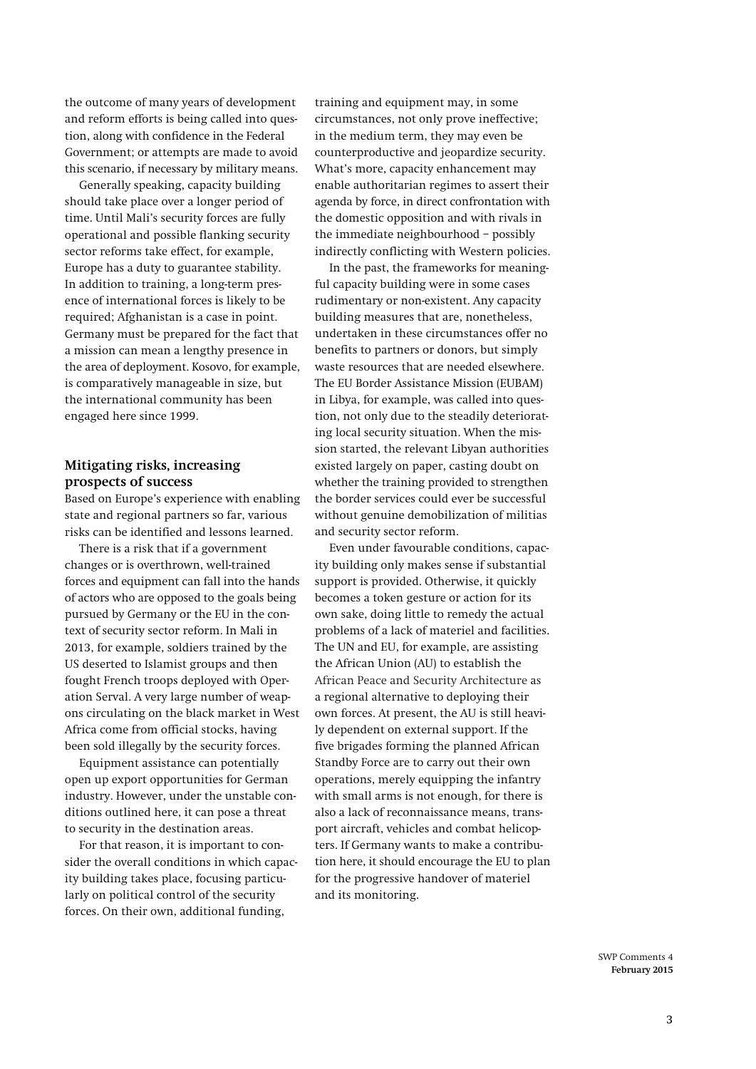the outcome of many years of development and reform efforts is being called into question, along with confidence in the Federal Government; or attempts are made to avoid this scenario, if necessary by military means.

Generally speaking, capacity building should take place over a longer period of time. Until Mali's security forces are fully operational and possible flanking security sector reforms take effect, for example, Europe has a duty to guarantee stability. In addition to training, a long-term presence of international forces is likely to be required; Afghanistan is a case in point. Germany must be prepared for the fact that a mission can mean a lengthy presence in the area of deployment. Kosovo, for example, is comparatively manageable in size, but the international community has been engaged here since 1999.

## Mitigating risks, increasing prospects of success

Based on Europe's experience with enabling state and regional partners so far, various risks can be identified and lessons learned.

There is a risk that if a government changes or is overthrown, well-trained forces and equipment can fall into the hands of actors who are opposed to the goals being pursued by Germany or the EU in the context of security sector reform. In Mali in 2013, for example, soldiers trained by the US deserted to Islamist groups and then fought French troops deployed with Operation Serval. A very large number of weapons circulating on the black market in West Africa come from official stocks, having been sold illegally by the security forces.

Equipment assistance can potentially open up export opportunities for German industry. However, under the unstable conditions outlined here, it can pose a threat to security in the destination areas.

For that reason, it is important to consider the overall conditions in which capacity building takes place, focusing particularly on political control of the security forces. On their own, additional funding, training and equipment may, in some circumstances, not only prove ineffective; in the medium term, they may even be counterproductive and jeopardize security. What's more, capacity enhancement may enable authoritarian regimes to assert their agenda by force, in direct confrontation with the domestic opposition and with rivals in the immediate neighbourhood – possibly indirectly conflicting with Western policies.

In the past, the frameworks for meaningful capacity building were in some cases rudimentary or non-existent. Any capacity building measures that are, nonetheless, undertaken in these circumstances offer no benefits to partners or donors, but simply waste resources that are needed elsewhere. The EU Border Assistance Mission (EUBAM) in Libya, for example, was called into question, not only due to the steadily deteriorating local security situation. When the mission started, the relevant Libyan authorities existed largely on paper, casting doubt on whether the training provided to strengthen the border services could ever be successful without genuine demobilization of militias and security sector reform.

Even under favourable conditions, capacity building only makes sense if substantial support is provided. Otherwise, it quickly becomes a token gesture or action for its own sake, doing little to remedy the actual problems of a lack of materiel and facilities. The UN and EU, for example, are assisting the African Union (AU) to establish the African Peace and Security Architecture as a regional alternative to deploying their own forces. At present, the AU is still heavily dependent on external support. If the five brigades forming the planned African Standby Force are to carry out their own operations, merely equipping the infantry with small arms is not enough, for there is also a lack of reconnaissance means, transport aircraft, vehicles and combat helicopters. If Germany wants to make a contribution here, it should encourage the EU to plan for the progressive handover of materiel and its monitoring.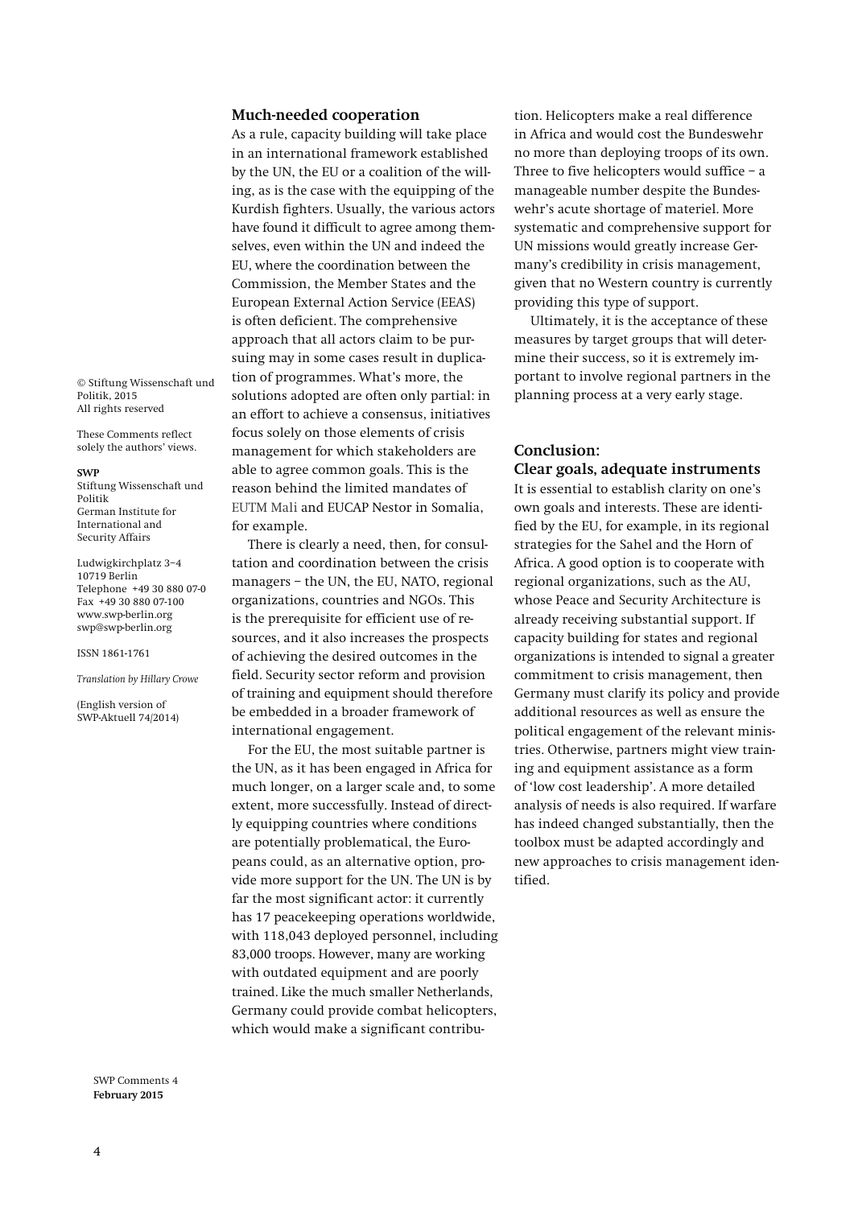## Much-needed cooperation

As a rule, capacity building will take place in an international framework established by the UN, the EU or a coalition of the willing, as is the case with the equipping of the Kurdish fighters. Usually, the various actors have found it difficult to agree among themselves, even within the UN and indeed the EU, where the coordination between the Commission, the Member States and the European External Action Service (EEAS) is often deficient. The comprehensive approach that all actors claim to be pursuing may in some cases result in duplication of programmes. What's more, the solutions adopted are often only partial: in an effort to achieve a consensus, initiatives focus solely on those elements of crisis management for which stakeholders are able to agree common goals. This is the reason behind the limited mandates of EUTM Mali and EUCAP Nestor in Somalia, for example.

There is clearly a need, then, for consultation and coordination between the crisis managers – the UN, the EU, NATO, regional organizations, countries and NGOs. This is the prerequisite for efficient use of resources, and it also increases the prospects of achieving the desired outcomes in the field. Security sector reform and provision of training and equipment should therefore be embedded in a broader framework of international engagement.

For the EU, the most suitable partner is the UN, as it has been engaged in Africa for much longer, on a larger scale and, to some extent, more successfully. Instead of directly equipping countries where conditions are potentially problematical, the Europeans could, as an alternative option, provide more support for the UN. The UN is by far the most significant actor: it currently has 17 peacekeeping operations worldwide, with 118,043 deployed personnel, including 83,000 troops. However, many are working with outdated equipment and are poorly trained. Like the much smaller Netherlands, Germany could provide combat helicopters, which would make a significant contribution. Helicopters make a real difference in Africa and would cost the Bundeswehr no more than deploying troops of its own. Three to five helicopters would suffice – a manageable number despite the Bundeswehr's acute shortage of materiel. More systematic and comprehensive support for UN missions would greatly increase Germany's credibility in crisis management, given that no Western country is currently providing this type of support.

Ultimately, it is the acceptance of these measures by target groups that will determine their success, so it is extremely important to involve regional partners in the planning process at a very early stage.

## Conclusion: Clear goals, adequate instruments

It is essential to establish clarity on one's own goals and interests. These are identified by the EU, for example, in its regional strategies for the Sahel and the Horn of Africa. A good option is to cooperate with regional organizations, such as the AU, whose Peace and Security Architecture is already receiving substantial support. If capacity building for states and regional organizations is intended to signal a greater commitment to crisis management, then Germany must clarify its policy and provide additional resources as well as ensure the political engagement of the relevant ministries. Otherwise, partners might view training and equipment assistance as a form of 'low cost leadership'. A more detailed analysis of needs is also required. If warfare has indeed changed substantially, then the toolbox must be adapted accordingly and new approaches to crisis management identified.

© Stiftung Wissenschaft und Politik, 2015
All rights reserved

These Comments reflect solely the authors' views.

**SWP**
Stiftung Wissenschaft und Politik
German Institute for International and Security Affairs

Ludwigkirchplatz 3–4
10719 Berlin
Telephone +49 30 880 07-0
Fax +49 30 880 07-100
www.swp-berlin.org
swp@swp-berlin.org

ISSN 1861-1761

*Translation by Hillary Crowe*

(English version of SWP-Aktuell 74/2014)